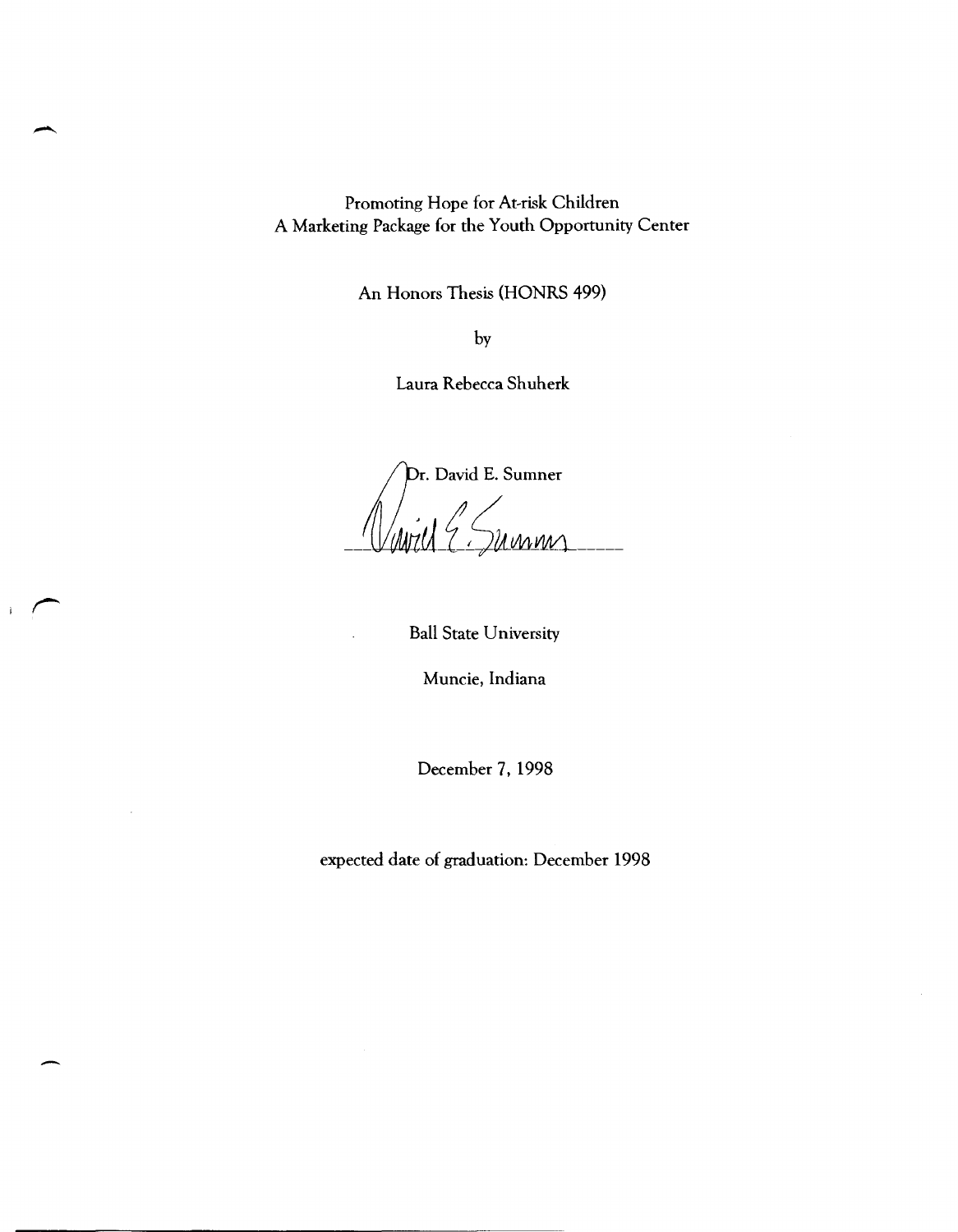Promoting Hope for At-risk Children
A Marketing Package for the Youth Opportunity Center

An Honors Thesis (HONRS 499)

by

Laura Rebecca Shuherk

Dr. David E. Sumner

Ball State University

Muncie, Indiana

December 7, 1998

expected date of graduation: December 1998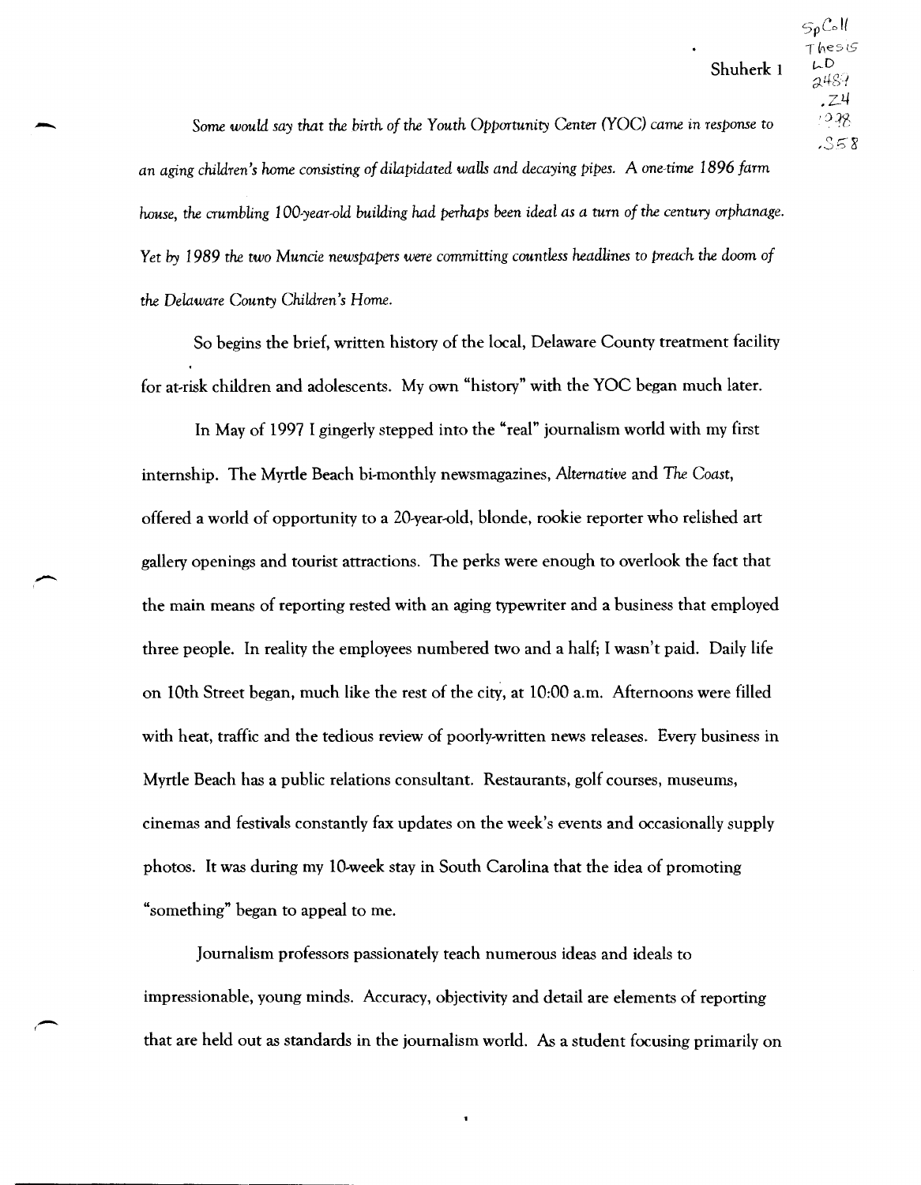*Some would say that the birth of the Youth Opportunity Center (YOC) came in response to an aging children's home consisting of dilapidated walls and decaying pipes. A one-time 1896 farm house, the crumbling 100-year-old building had perhaps been ideal as a turn of the century orphanage. Yet by 1989 the two Muncie newspapers were committing countless headlines to preach the doom of the Delaware County Children's Home.*

So begins the brief, written history of the local, Delaware County treatment facility for at-risk children and adolescents. My own "history" with the YOC began much later.

In May of 1997 I gingerly stepped into the "real" journalism world with my first internship. The Myrtle Beach bi-monthly newsmagazines, *Alternative* and *The Coast*, offered a world of opportunity to a 20-year-old, blonde, rookie reporter who relished art gallery openings and tourist attractions. The perks were enough to overlook the fact that the main means of reporting rested with an aging typewriter and a business that employed three people. In reality the employees numbered two and a half; I wasn't paid. Daily life on 10th Street began, much like the rest of the city, at 10:00 a.m. Afternoons were filled with heat, traffic and the tedious review of poorly-written news releases. Every business in Myrtle Beach has a public relations consultant. Restaurants, golf courses, museums, cinemas and festivals constantly fax updates on the week's events and occasionally supply photos. It was during my 10-week stay in South Carolina that the idea of promoting "something" began to appeal to me.

Journalism professors passionately teach numerous ideas and ideals to impressionable, young minds. Accuracy, objectivity and detail are elements of reporting that are held out as standards in the journalism world. As a student focusing primarily on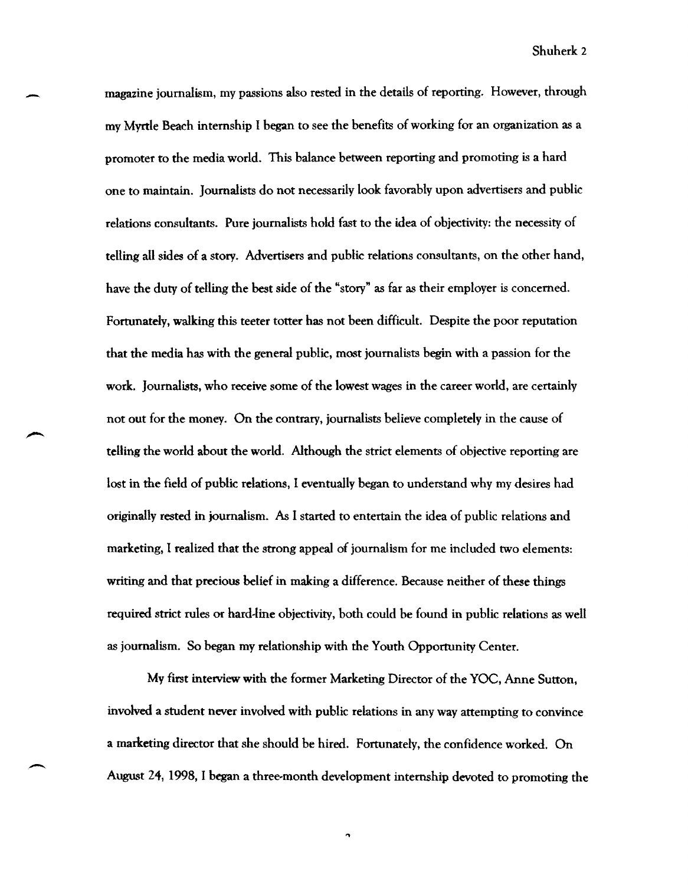magazine journalism, my passions also rested in the details of reporting. However, through my Myrtle Beach internship I began to see the benefits of working for an organization as a promoter to the media world. This balance between reporting and promoting is a hard one to maintain. Journalists do not necessarily look favorably upon advertisers and public relations consultants. Pure journalists hold fast to the idea of objectivity: the necessity of telling all sides of a story. Advertisers and public relations consultants, on the other hand, have the duty of telling the best side of the "story" as far as their employer is concerned. Fortunately, walking this teeter totter has not been difficult. Despite the poor reputation that the media has with the general public, most journalists begin with a passion for the work. Journalists, who receive some of the lowest wages in the career world, are certainly not out for the money. On the contrary, journalists believe completely in the cause of telling the world about the world. Although the strict elements of objective reporting are lost in the field of public relations, I eventually began to understand why my desires had originally rested in journalism. As I started to entertain the idea of public relations and marketing, I realized that the strong appeal of journalism for me included two elements: writing and that precious belief in making a difference. Because neither of these things required strict rules or hard-line objectivity, both could be found in public relations as well as journalism. So began my relationship with the Youth Opportunity Center.

My first interview with the former Marketing Director of the YOC, Anne Sutton, involved a student never involved with public relations in any way attempting to convince a marketing director that she should be hired. Fortunately, the confidence worked. On August 24, 1998, I began a three-month development internship devoted to promoting the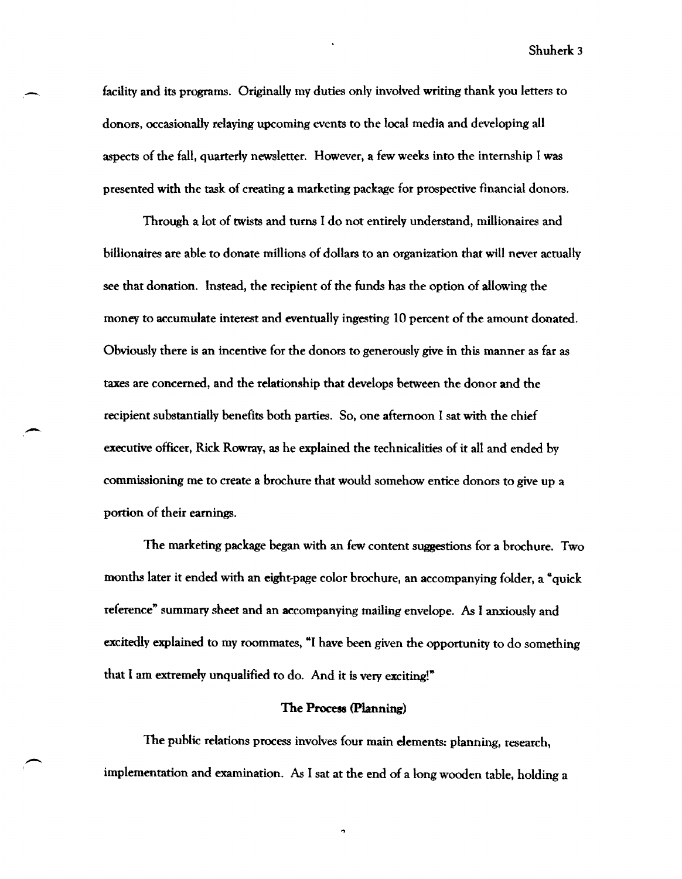facility and its programs. Originally my duties only involved writing thank you letters to donors, occasionally relaying upcoming events to the local media and developing all aspects of the fall, quarterly newsletter. However, a few weeks into the internship I was presented with the task of creating a marketing package for prospective financial donors.

Through a lot of twists and turns I do not entirely understand, millionaires and billionaires are able to donate millions of dollars to an organization that will never actually see that donation. Instead, the recipient of the funds has the option of allowing the money to accumulate interest and eventually ingesting 10 percent of the amount donated. Obviously there is an incentive for the donors to generously give in this manner as far as taxes are concerned, and the relationship that develops between the donor and the recipient substantially benefits both parties. So, one afternoon I sat with the chief executive officer, Rick Rowray, as he explained the technicalities of it all and ended by commissioning me to create a brochure that would somehow entice donors to give up a portion of their earnings.

The marketing package began with an few content suggestions for a brochure. Two months later it ended with an eight-page color brochure, an accompanying folder, a "quick reference" summary sheet and an accompanying mailing envelope. As I anxiously and excitedly explained to my roommates, "I have been given the opportunity to do something that I am extremely unqualified to do. And it is very exciting!"

### The Process (Planning)

The public relations process involves four main elements: planning, research, implementation and examination. As I sat at the end of a long wooden table, holding a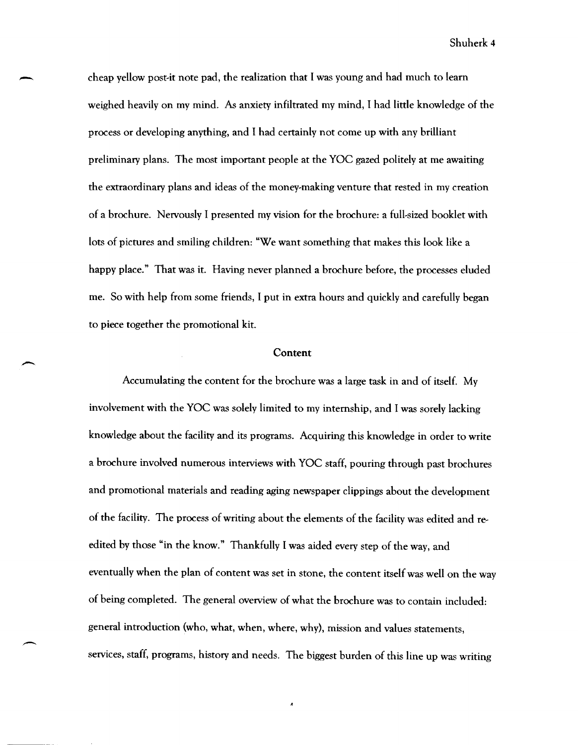cheap yellow post-it note pad, the realization that I was young and had much to learn weighed heavily on my mind. As anxiety infiltrated my mind, I had little knowledge of the process or developing anything, and I had certainly not come up with any brilliant preliminary plans. The most important people at the YOC gazed politely at me awaiting the extraordinary plans and ideas of the money-making venture that rested in my creation of a brochure. Nervously I presented my vision for the brochure: a full-sized booklet with lots of pictures and smiling children: "We want something that makes this look like a happy place." That was it. Having never planned a brochure before, the processes eluded me. So with help from some friends, I put in extra hours and quickly and carefully began to piece together the promotional kit.

## Content

Accumulating the content for the brochure was a large task in and of itself. My involvement with the YOC was solely limited to my internship, and I was sorely lacking knowledge about the facility and its programs. Acquiring this knowledge in order to write a brochure involved numerous interviews with YOC staff, pouring through past brochures and promotional materials and reading aging newspaper clippings about the development of the facility. The process of writing about the elements of the facility was edited and re-edited by those "in the know." Thankfully I was aided every step of the way, and eventually when the plan of content was set in stone, the content itself was well on the way of being completed. The general overview of what the brochure was to contain included: general introduction (who, what, when, where, why), mission and values statements, services, staff, programs, history and needs. The biggest burden of this line up was writing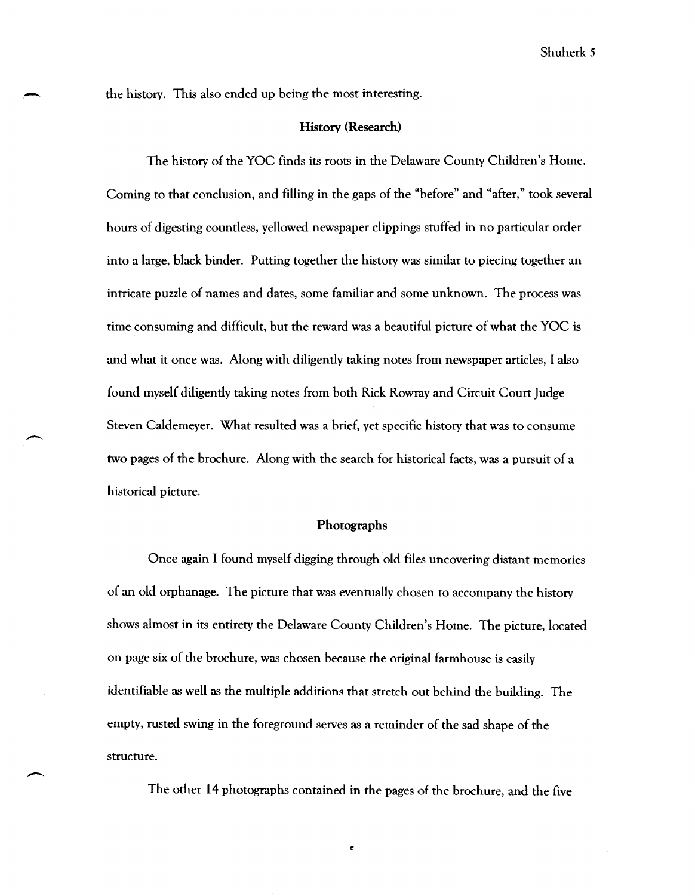the history. This also ended up being the most interesting.

### History (Research)

The history of the YOC finds its roots in the Delaware County Children's Home. Coming to that conclusion, and filling in the gaps of the "before" and "after," took several hours of digesting countless, yellowed newspaper clippings stuffed in no particular order into a large, black binder. Putting together the history was similar to piecing together an intricate puzzle of names and dates, some familiar and some unknown. The process was time consuming and difficult, but the reward was a beautiful picture of what the YOC is and what it once was. Along with diligently taking notes from newspaper articles, I also found myself diligently taking notes from both Rick Rowray and Circuit Court Judge Steven Caldemeyer. What resulted was a brief, yet specific history that was to consume two pages of the brochure. Along with the search for historical facts, was a pursuit of a historical picture.

### Photographs

Once again I found myself digging through old files uncovering distant memories of an old orphanage. The picture that was eventually chosen to accompany the history shows almost in its entirety the Delaware County Children's Home. The picture, located on page six of the brochure, was chosen because the original farmhouse is easily identifiable as well as the multiple additions that stretch out behind the building. The empty, rusted swing in the foreground serves as a reminder of the sad shape of the structure.

The other 14 photographs contained in the pages of the brochure, and the five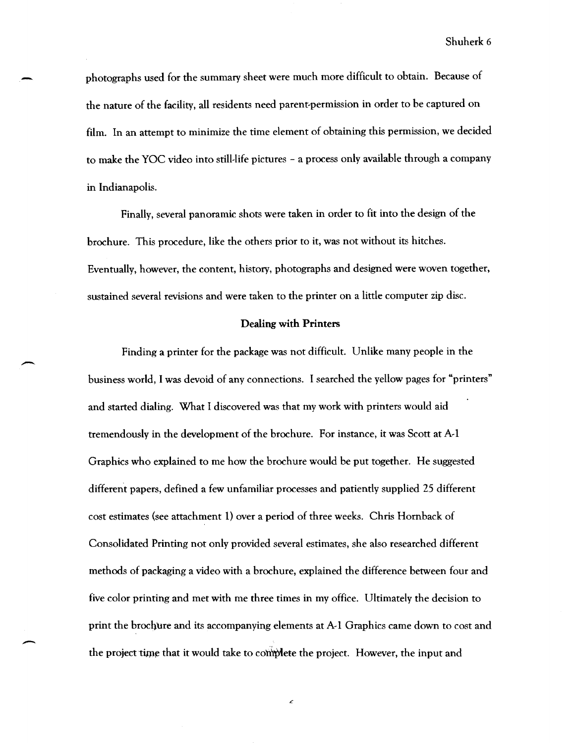photographs used for the summary sheet were much more difficult to obtain. Because of the nature of the facility, all residents need parent-permission in order to be captured on film. In an attempt to minimize the time element of obtaining this permission, we decided to make the YOC video into still-life pictures – a process only available through a company in Indianapolis.

Finally, several panoramic shots were taken in order to fit into the design of the brochure. This procedure, like the others prior to it, was not without its hitches. Eventually, however, the content, history, photographs and designed were woven together, sustained several revisions and were taken to the printer on a little computer zip disc.

**Dealing with Printers**

Finding a printer for the package was not difficult. Unlike many people in the business world, I was devoid of any connections. I searched the yellow pages for "printers" and started dialing. What I discovered was that my work with printers would aid tremendously in the development of the brochure. For instance, it was Scott at A-1 Graphics who explained to me how the brochure would be put together. He suggested different papers, defined a few unfamiliar processes and patiently supplied 25 different cost estimates (see attachment 1) over a period of three weeks. Chris Hornback of Consolidated Printing not only provided several estimates, she also researched different methods of packaging a video with a brochure, explained the difference between four and five color printing and met with me three times in my office. Ultimately the decision to print the brochure and its accompanying elements at A-1 Graphics came down to cost and the project time that it would take to complete the project. However, the input and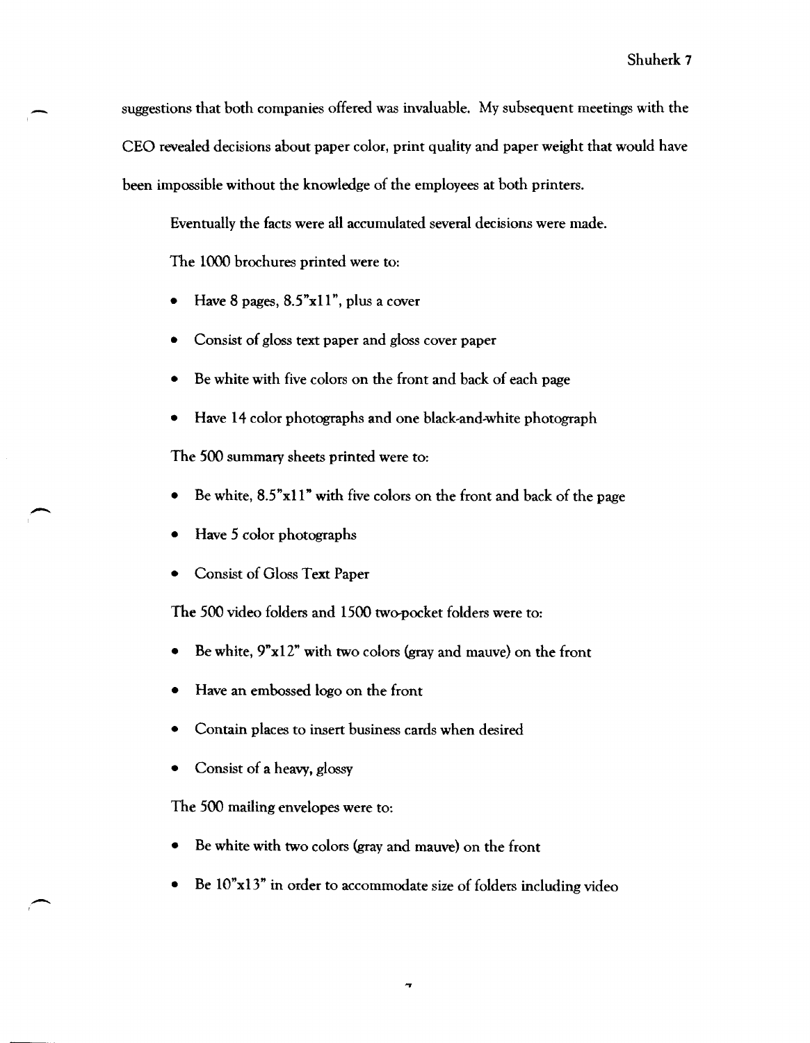suggestions that both companies offered was invaluable. My subsequent meetings with the CEO revealed decisions about paper color, print quality and paper weight that would have been impossible without the knowledge of the employees at both printers.

Eventually the facts were all accumulated several decisions were made.

The 1000 brochures printed were to:

- Have 8 pages, 8.5"x11", plus a cover
- Consist of gloss text paper and gloss cover paper
- Be white with five colors on the front and back of each page
- Have 14 color photographs and one black-and-white photograph

The 500 summary sheets printed were to:

- Be white, 8.5"x11" with five colors on the front and back of the page
- Have 5 color photographs
- Consist of Gloss Text Paper

The 500 video folders and 1500 two-pocket folders were to:

- Be white, 9"x12" with two colors (gray and mauve) on the front
- Have an embossed logo on the front
- Contain places to insert business cards when desired
- Consist of a heavy, glossy

The 500 mailing envelopes were to:

- Be white with two colors (gray and mauve) on the front
- Be 10"x13" in order to accommodate size of folders including video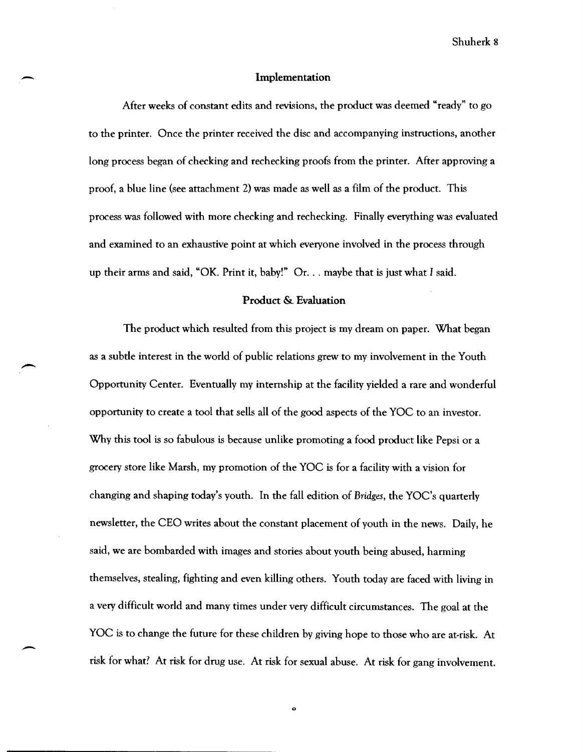## Implementation

After weeks of constant edits and revisions, the product was deemed "ready" to go to the printer. Once the printer received the disc and accompanying instructions, another long process began of checking and rechecking proofs from the printer. After approving a proof, a blue line (see attachment 2) was made as well as a film of the product. This process was followed with more checking and rechecking. Finally everything was evaluated and examined to an exhaustive point at which everyone involved in the process through up their arms and said, "OK. Print it, baby!" Or. . . maybe that is just what *I* said.

## Product & Evaluation

The product which resulted from this project is my dream on paper. What began as a subtle interest in the world of public relations grew to my involvement in the Youth Opportunity Center. Eventually my internship at the facility yielded a rare and wonderful opportunity to create a tool that sells all of the good aspects of the YOC to an investor. Why this tool is so fabulous is because unlike promoting a food product like Pepsi or a grocery store like Marsh, my promotion of the YOC is for a facility with a vision for changing and shaping today's youth. In the fall edition of *Bridges*, the YOC's quarterly newsletter, the CEO writes about the constant placement of youth in the news. Daily, he said, we are bombarded with images and stories about youth being abused, harming themselves, stealing, fighting and even killing others. Youth today are faced with living in a very difficult world and many times under very difficult circumstances. The goal at the YOC is to change the future for these children by giving hope to those who are at-risk. At risk for what? At risk for drug use. At risk for sexual abuse. At risk for gang involvement.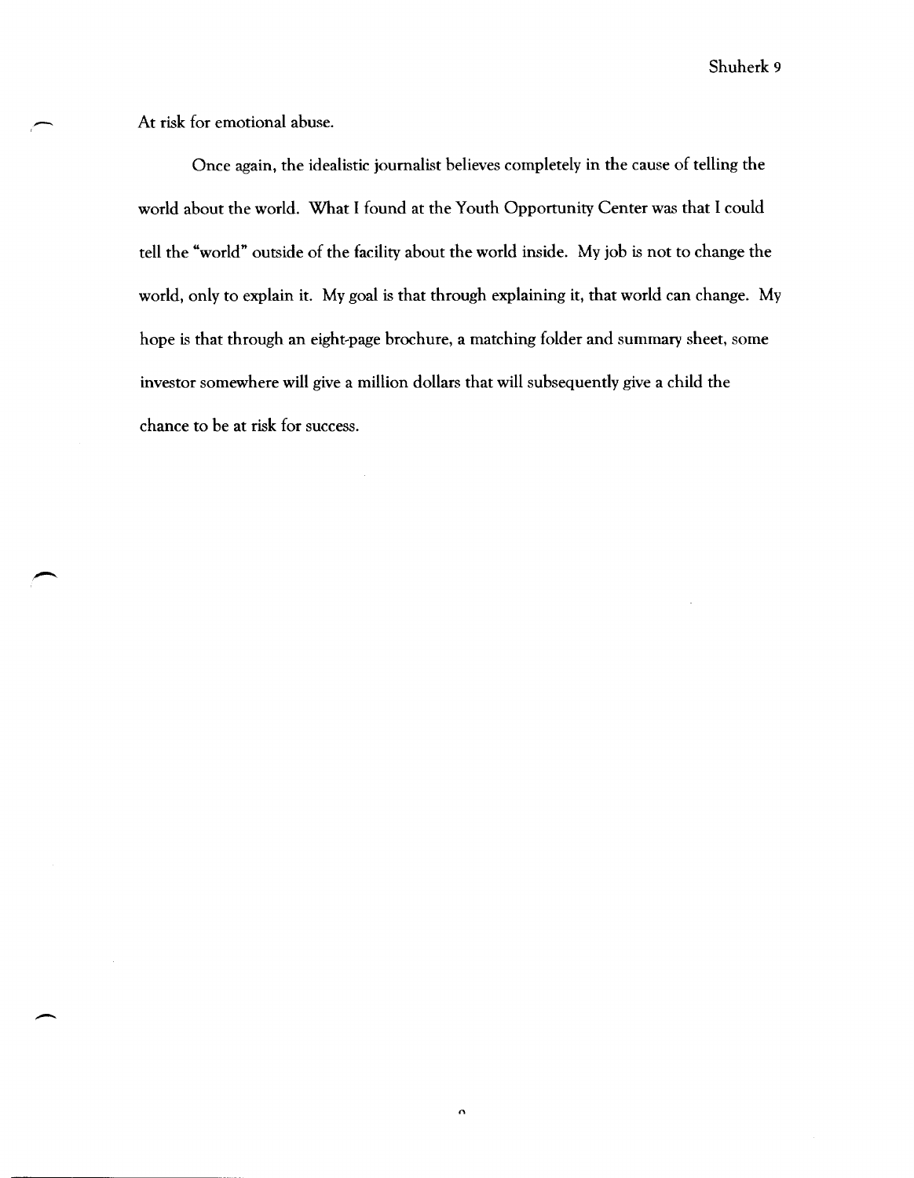At risk for emotional abuse.

Once again, the idealistic journalist believes completely in the cause of telling the world about the world. What I found at the Youth Opportunity Center was that I could tell the "world" outside of the facility about the world inside. My job is not to change the world, only to explain it. My goal is that through explaining it, that world can change. My hope is that through an eight-page brochure, a matching folder and summary sheet, some investor somewhere will give a million dollars that will subsequently give a child the chance to be at risk for success.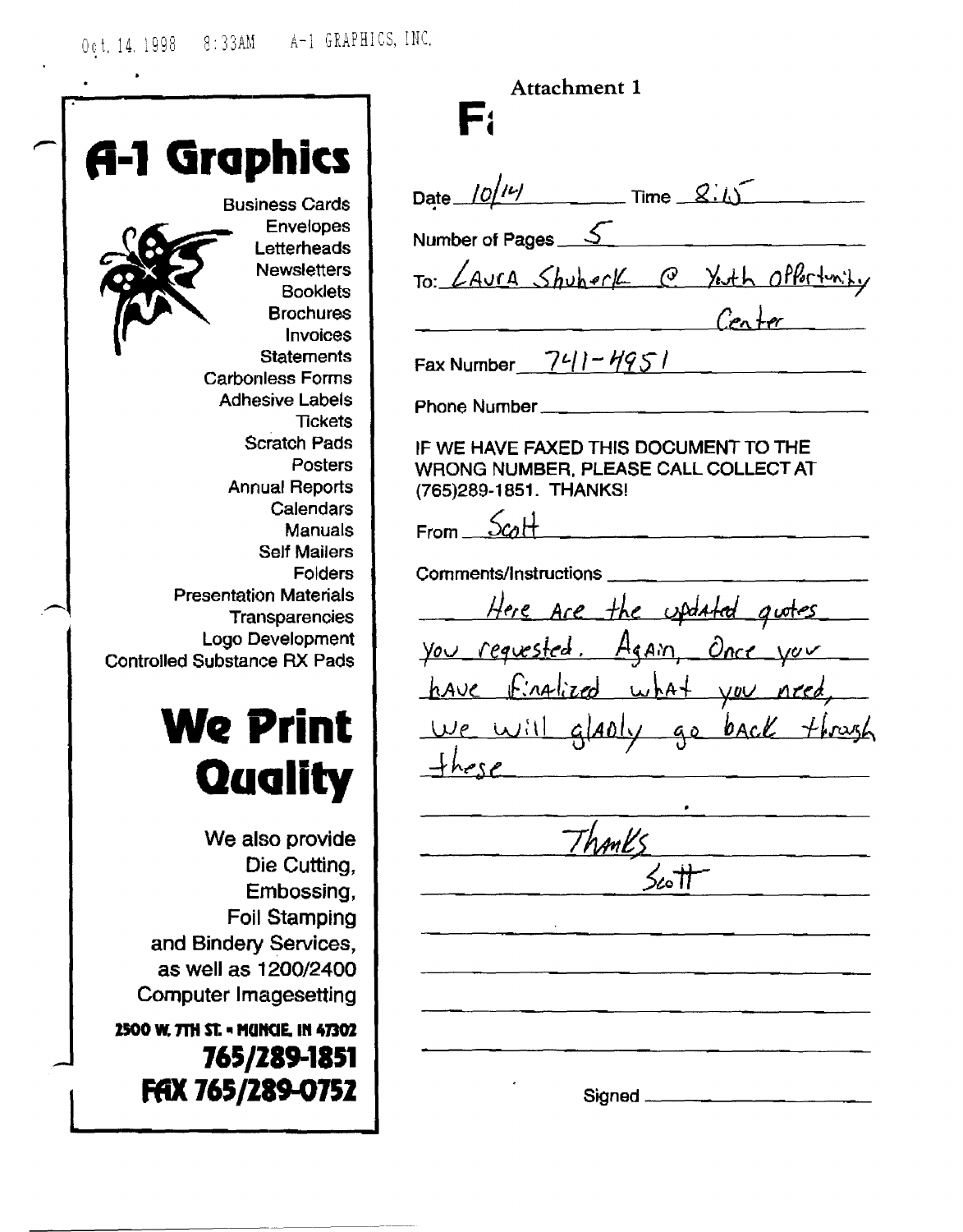Oct. 14. 1998 8:33AM A-1 GRAPHICS, INC.

# A-1 Graphics

Business Cards
Envelopes
Letterheads
Newsletters
Booklets
Brochures
Invoices
Statements
Carbonless Forms
Adhesive Labels
Tickets
Scratch Pads
Posters
Annual Reports
Calendars
Manuals
Self Mailers
Folders
Presentation Materials
Transparencies
Logo Development
Controlled Substance RX Pads

## We Print Quality

We also provide
Die Cutting,
Embossing,
Foil Stamping
and Bindery Services,
as well as 1200/2400
Computer Imagesetting

**2500 W. 7TH ST. • MUNCIE, IN 47302**
**765/289-1851**
**FAX 765/289-0752**

Attachment 1

**F**

Date 10/14 Time 8:15

Number of Pages 5

To: Laura Shuherk @ Youth Opportunity Center

Fax Number 741-4951

Phone Number

IF WE HAVE FAXED THIS DOCUMENT TO THE WRONG NUMBER, PLEASE CALL COLLECT AT (765)289-1851. THANKS!

From Scott

Comments/Instructions

Here are the updated quotes you requested. Again, once you have finalized what you need, we will gladly go back through these

Thanks
Scott

Signed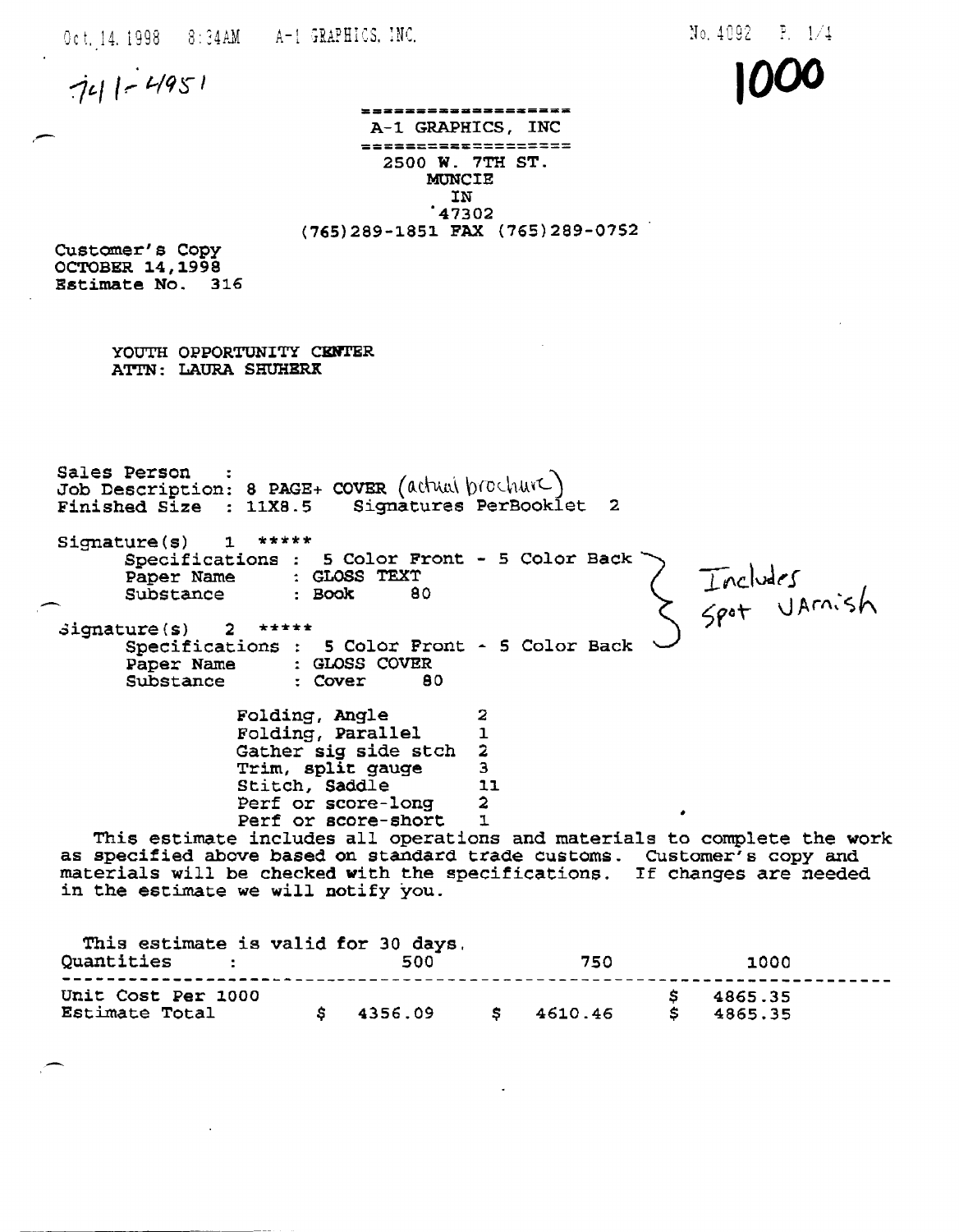741-4951

**1000**

A-1 GRAPHICS, INC

2500 W. 7TH ST.
MUNCIE
IN
47302
(765)289-1851 FAX (765)289-0752

Customer's Copy
OCTOBER 14,1998
Estimate No. 316

YOUTH OPPORTUNITY CENTER
ATTN: LAURA SHUHERK

Sales Person :
Job Description: 8 PAGE+ COVER (actual brochure)
Finished Size : 11X8.5 Signatures PerBooklet 2

Signature(s) 1 *****
Specifications : 5 Color Front - 5 Color Back
Paper Name : GLOSS TEXT
Substance : Book 80

Signature(s) 2 *****
Specifications : 5 Color Front - 5 Color Back
Paper Name : GLOSS COVER
Substance : Cover 80

Includes Spot Varnish

| | |
|---|---|
| Folding, Angle | 2 |
| Folding, Parallel | 1 |
| Gather sig side stch | 2 |
| Trim, split gauge | 3 |
| Stitch, Saddle | 11 |
| Perf or score-long | 2 |
| Perf or score-short | 1 |

This estimate includes all operations and materials to complete the work as specified above based on standard trade customs. Customer's copy and materials will be checked with the specifications. If changes are needed in the estimate we will notify you.

This estimate is valid for 30 days.

| Quantities : | 500 | 750 | 1000 |
|---|---|---|---|
| Unit Cost Per 1000 | | | $ 4865.35 |
| Estimate Total | $ 4356.09 | $ 4610.46 | $ 4865.35 |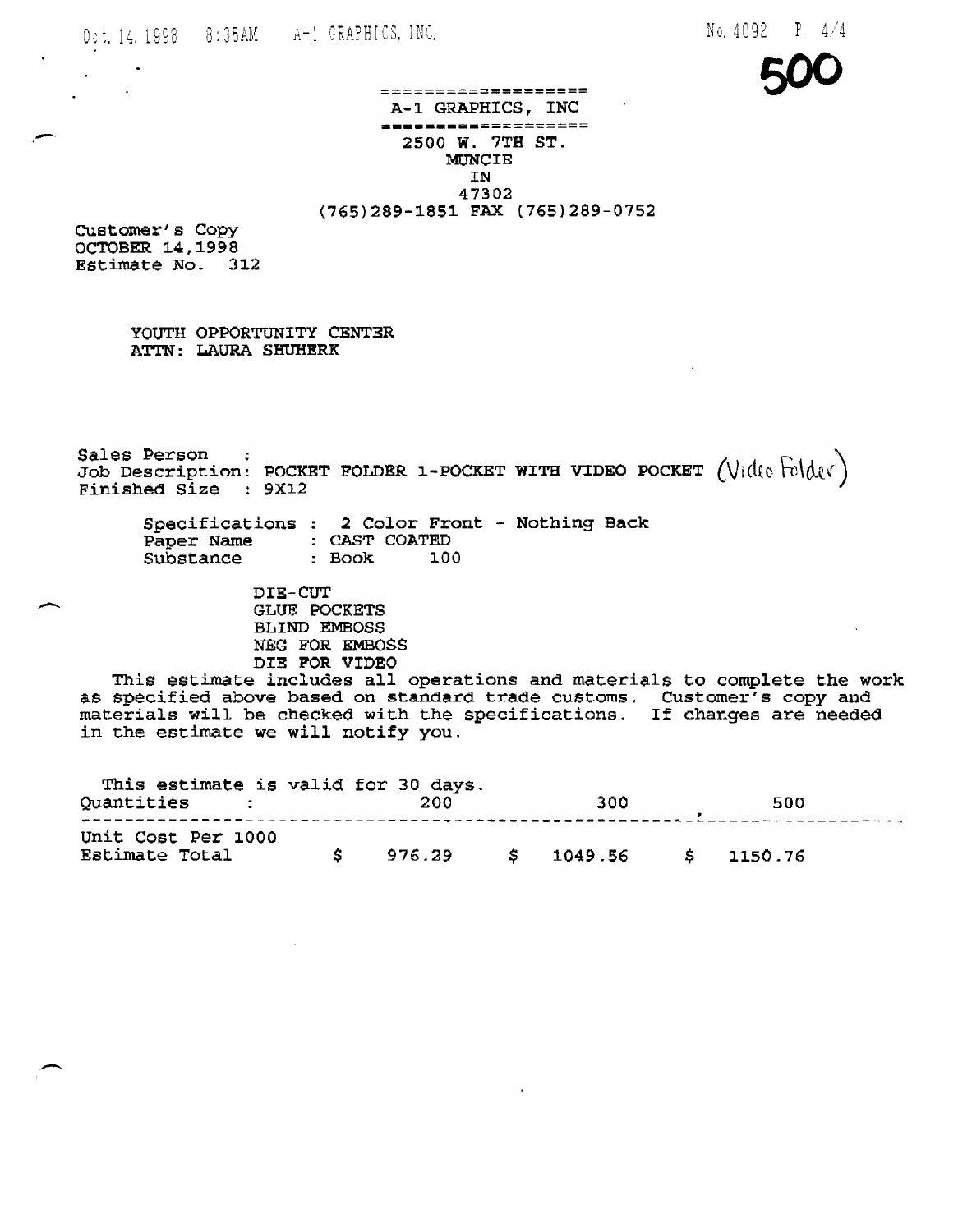**500**

A-1 GRAPHICS, INC

2500 W. 7TH ST.
MUNCIE
IN
47302
(765)289-1851 FAX (765)289-0752

Customer's Copy
OCTOBER 14,1998
Estimate No. 312

YOUTH OPPORTUNITY CENTER
ATTN: LAURA SHUHERK

Sales Person :
Job Description: POCKET FOLDER 1-POCKET WITH VIDEO POCKET (Video Folder)
Finished Size : 9X12

Specifications : 2 Color Front - Nothing Back
Paper Name : CAST COATED
Substance : Book 100

DIE-CUT
GLUE POCKETS
BLIND EMBOSS
NEG FOR EMBOSS
DIE FOR VIDEO

This estimate includes all operations and materials to complete the work as specified above based on standard trade customs. Customer's copy and materials will be checked with the specifications. If changes are needed in the estimate we will notify you.

This estimate is valid for 30 days.

| Quantities : | 200 | 300 | 500 |
|---|---|---|---|
| Unit Cost Per 1000 | | | |
| Estimate Total | $ 976.29 | $ 1049.56 | $ 1150.76 |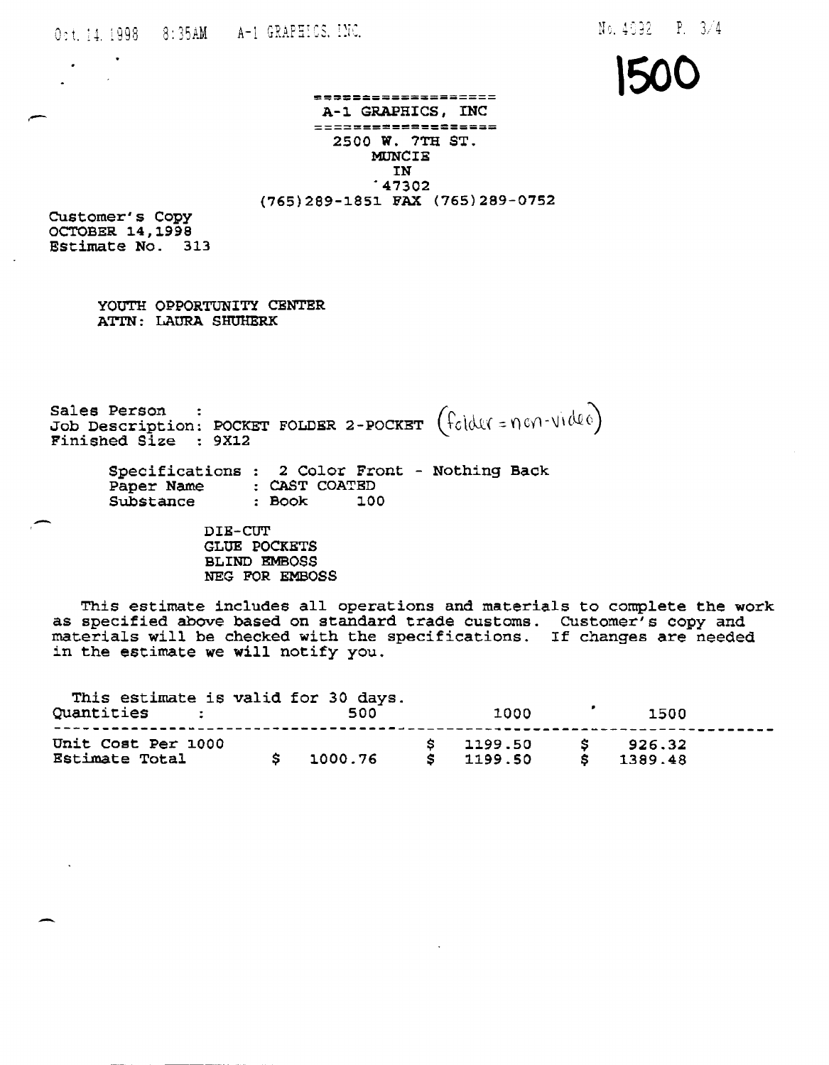1500

# A-1 GRAPHICS, INC

2500 W. 7TH ST.
MUNCIE
IN
47302
(765)289-1851 FAX (765)289-0752

Customer's Copy
OCTOBER 14,1998
Estimate No. 313

YOUTH OPPORTUNITY CENTER
ATTN: LAURA SHUHERK

Sales Person :
Job Description: POCKET FOLDER 2-POCKET (folder = non-video)
Finished Size : 9X12

Specifications : 2 Color Front - Nothing Back
Paper Name : CAST COATED
Substance : Book 100

DIE-CUT
GLUE POCKETS
BLIND EMBOSS
NEG FOR EMBOSS

This estimate includes all operations and materials to complete the work as specified above based on standard trade customs. Customer's copy and materials will be checked with the specifications. If changes are needed in the estimate we will notify you.

This estimate is valid for 30 days.

| Quantities : | 500 | 1000 | 1500 |
|---|---|---|---|
| Unit Cost Per 1000 | | $ 1199.50 | $ 926.32 |
| Estimate Total | $ 1000.76 | $ 1199.50 | $ 1389.48 |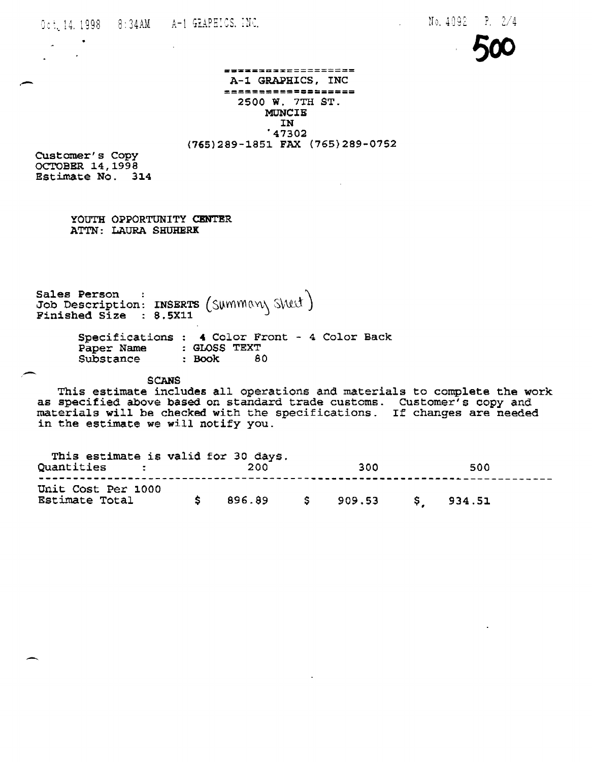**500**

A-1 GRAPHICS, INC

2500 W. 7TH ST.
MUNCIE
IN
47302
(765)289-1851 FAX (765)289-0752

Customer's Copy
OCTOBER 14,1998
Estimate No. 314

YOUTH OPPORTUNITY CENTER
ATTN: LAURA SHUHERK

Sales Person :
Job Description: INSERTS (Summary Sheet)
Finished Size : 8.5X11

Specifications : 4 Color Front - 4 Color Back
Paper Name : GLOSS TEXT
Substance : Book 80

SCANS

This estimate includes all operations and materials to complete the work as specified above based on standard trade customs. Customer's copy and materials will be checked with the specifications. If changes are needed in the estimate we will notify you.

This estimate is valid for 30 days.

| Quantities : | 200 | 300 | 500 |
|---|---|---|---|
| Unit Cost Per 1000 | | | |
| Estimate Total | $ 896.89 | $ 909.53 | $ 934.51 |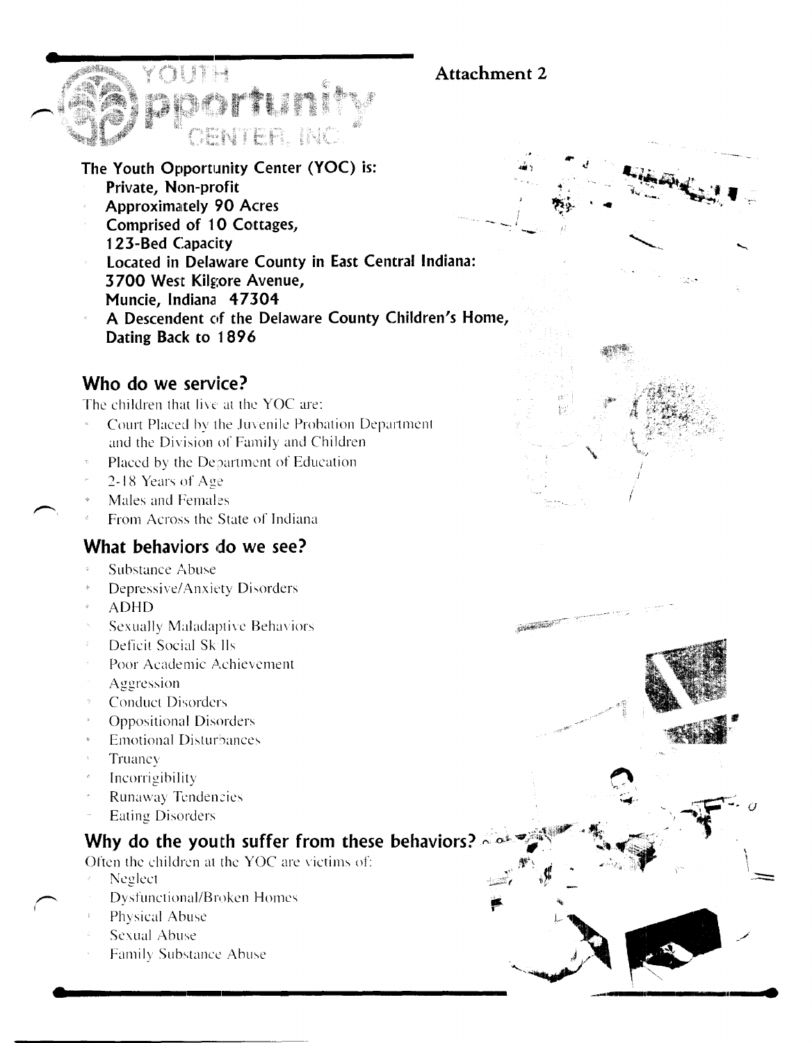Attachment 2

YOUTH Opportunity CENTER, INC.

**The Youth Opportunity Center (YOC) is:**

- **Private, Non-profit**
- **Approximately 90 Acres**
- **Comprised of 10 Cottages, 123-Bed Capacity**
- **Located in Delaware County in East Central Indiana: 3700 West Kilgore Avenue, Muncie, Indiana 47304**
- **A Descendent of the Delaware County Children's Home, Dating Back to 1896**

## Who do we service?

The children that live at the YOC are:

- Court Placed by the Juvenile Probation Department and the Division of Family and Children
- Placed by the Department of Education
- 2-18 Years of Age
- Males and Females
- From Across the State of Indiana

## What behaviors do we see?

- Substance Abuse
- Depressive/Anxiety Disorders
- ADHD
- Sexually Maladaptive Behaviors
- Deficit Social Skills
- Poor Academic Achievement
- Aggression
- Conduct Disorders
- Oppositional Disorders
- Emotional Disturbances
- Truancy
- Incorrigibility
- Runaway Tendencies
- Eating Disorders

## Why do the youth suffer from these behaviors?

Often the children at the YOC are victims of:

- Neglect
- Dysfunctional/Broken Homes
- Physical Abuse
- Sexual Abuse
- Family Substance Abuse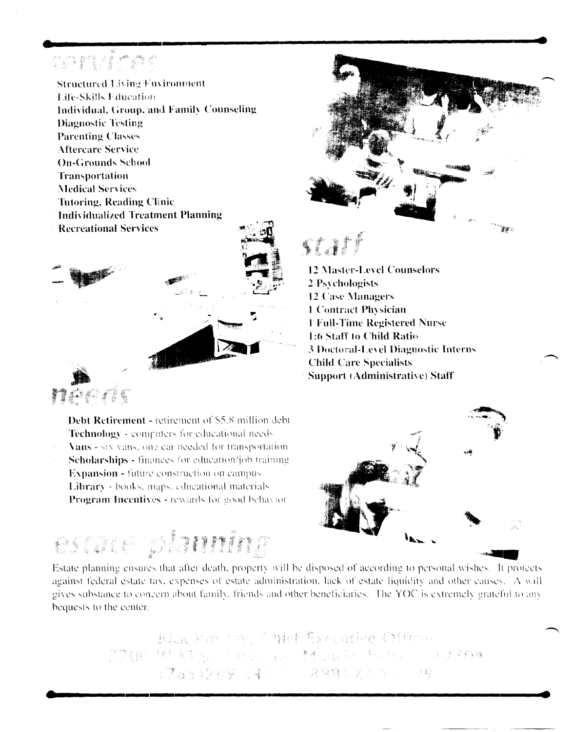## services

**Structured Living Environment**
**Life-Skills Education**
**Individual, Group, and Family Counseling**
**Diagnostic Testing**
**Parenting Classes**
**Aftercare Service**
**On-Grounds School**
**Transportation**
**Medical Services**
**Tutoring, Reading Clinic**
**Individualized Treatment Planning**
**Recreational Services**

## staff

**12 Master-Level Counselors**
**2 Psychologists**
**12 Case Managers**
**1 Contract Physician**
**1 Full-Time Registered Nurse**
**1:6 Staff to Child Ratio**
**3 Doctoral-Level Diagnostic Interns**
**Child Care Specialists**
**Support (Administrative) Staff**

## needs

**Debt Retirement** - retirement of $5.8 million debt
**Technology** - computers for educational needs
**Vans** - six vans, one car needed for transportation
**Scholarships** - finances for education/job training
**Expansion** - future construction on campus
**Library** - books, maps, educational materials
**Program Incentives** - rewards for good behavior

## estate planning

Estate planning ensures that after death, property will be disposed of according to personal wishes. It protects against federal estate tax, expenses of estate administration, lack of estate liquidity and other causes. A will gives substance to concern about family, friends and other beneficiaries. The YOC is extremely grateful to any bequests to the center.

Rick Ho..., Chief Executive Officer
2700 W ... Muncie, ... 47304
(765)289-... (888) ...